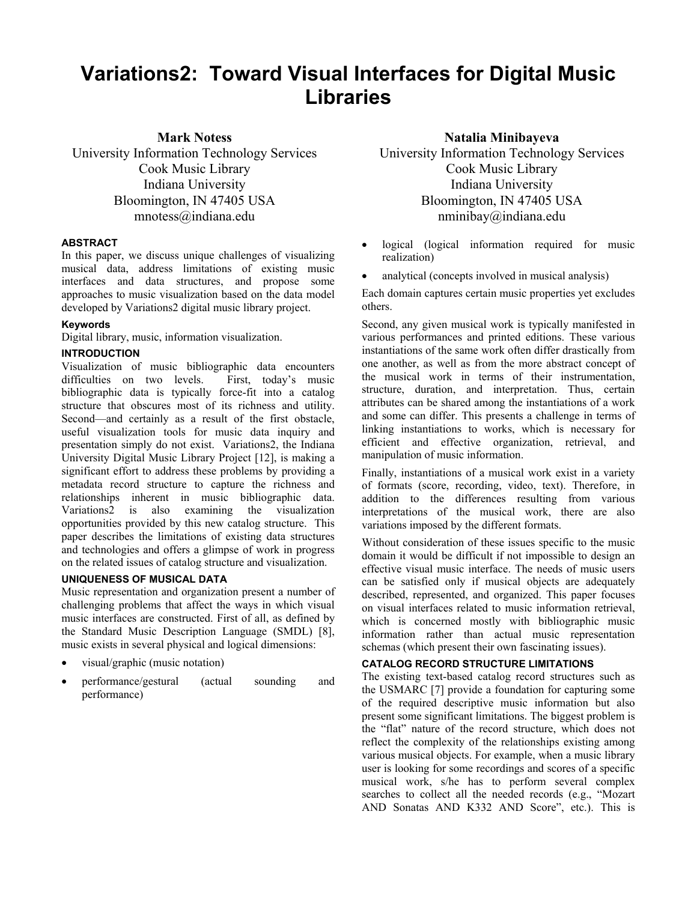# Variations2: Toward Visual Interfaces for Digital Music Libraries

**Mark Notess**
University Information Technology Services
Cook Music Library
Indiana University
Bloomington, IN 47405 USA
mnotess@indiana.edu

**Natalia Minibayeva**
University Information Technology Services
Cook Music Library
Indiana University
Bloomington, IN 47405 USA
nminibay@indiana.edu

### ABSTRACT

In this paper, we discuss unique challenges of visualizing musical data, address limitations of existing music interfaces and data structures, and propose some approaches to music visualization based on the data model developed by Variations2 digital music library project.

### Keywords

Digital library, music, information visualization.

### INTRODUCTION

Visualization of music bibliographic data encounters difficulties on two levels. First, today's music bibliographic data is typically force-fit into a catalog structure that obscures most of its richness and utility. Second—and certainly as a result of the first obstacle, useful visualization tools for music data inquiry and presentation simply do not exist. Variations2, the Indiana University Digital Music Library Project [12], is making a significant effort to address these problems by providing a metadata record structure to capture the richness and relationships inherent in music bibliographic data. Variations2 is also examining the visualization opportunities provided by this new catalog structure. This paper describes the limitations of existing data structures and technologies and offers a glimpse of work in progress on the related issues of catalog structure and visualization.

### UNIQUENESS OF MUSICAL DATA

Music representation and organization present a number of challenging problems that affect the ways in which visual music interfaces are constructed. First of all, as defined by the Standard Music Description Language (SMDL) [8], music exists in several physical and logical dimensions:

- visual/graphic (music notation)
- performance/gestural (actual sounding and performance)
- logical (logical information required for music realization)
- analytical (concepts involved in musical analysis)

Each domain captures certain music properties yet excludes others.

Second, any given musical work is typically manifested in various performances and printed editions. These various instantiations of the same work often differ drastically from one another, as well as from the more abstract concept of the musical work in terms of their instrumentation, structure, duration, and interpretation. Thus, certain attributes can be shared among the instantiations of a work and some can differ. This presents a challenge in terms of linking instantiations to works, which is necessary for efficient and effective organization, retrieval, and manipulation of music information.

Finally, instantiations of a musical work exist in a variety of formats (score, recording, video, text). Therefore, in addition to the differences resulting from various interpretations of the musical work, there are also variations imposed by the different formats.

Without consideration of these issues specific to the music domain it would be difficult if not impossible to design an effective visual music interface. The needs of music users can be satisfied only if musical objects are adequately described, represented, and organized. This paper focuses on visual interfaces related to music information retrieval, which is concerned mostly with bibliographic music information rather than actual music representation schemas (which present their own fascinating issues).

### CATALOG RECORD STRUCTURE LIMITATIONS

The existing text-based catalog record structures such as the USMARC [7] provide a foundation for capturing some of the required descriptive music information but also present some significant limitations. The biggest problem is the "flat" nature of the record structure, which does not reflect the complexity of the relationships existing among various musical objects. For example, when a music library user is looking for some recordings and scores of a specific musical work, s/he has to perform several complex searches to collect all the needed records (e.g., "Mozart AND Sonatas AND K332 AND Score", etc.). This is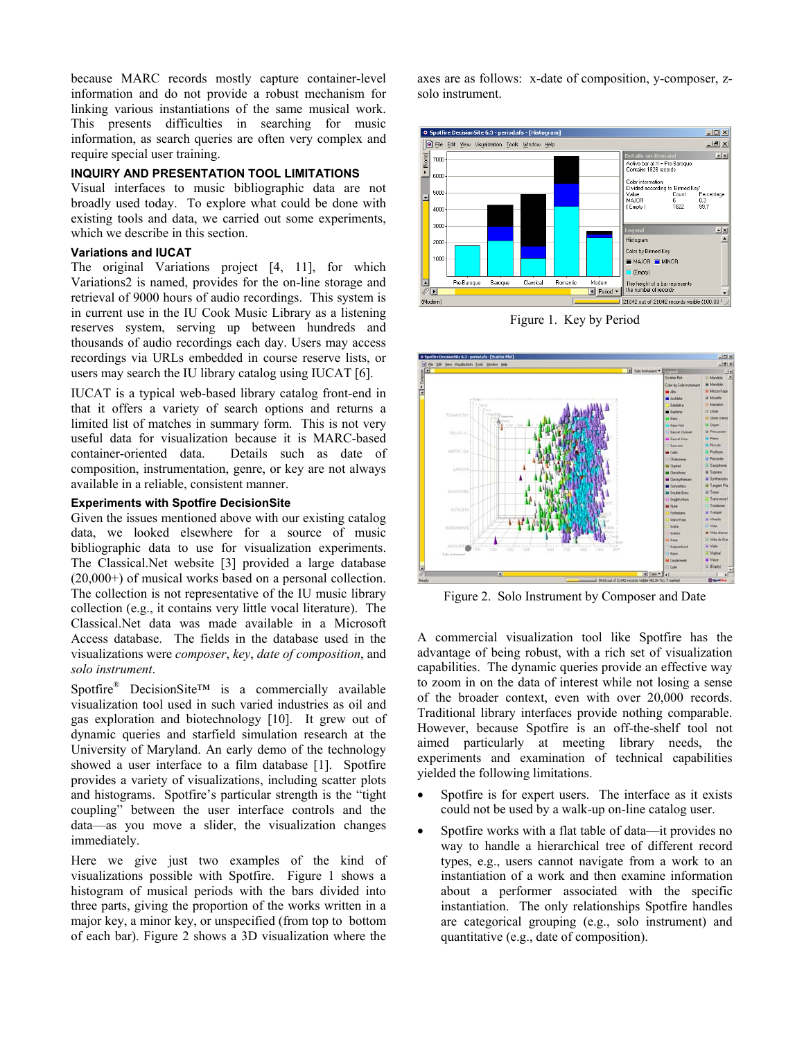because MARC records mostly capture container-level information and do not provide a robust mechanism for linking various instantiations of the same musical work. This presents difficulties in searching for music information, as search queries are often very complex and require special user training.

## INQUIRY AND PRESENTATION TOOL LIMITATIONS

Visual interfaces to music bibliographic data are not broadly used today. To explore what could be done with existing tools and data, we carried out some experiments, which we describe in this section.

### Variations and IUCAT

The original Variations project [4, 11], for which Variations2 is named, provides for the on-line storage and retrieval of 9000 hours of audio recordings. This system is in current use in the IU Cook Music Library as a listening reserves system, serving up between hundreds and thousands of audio recordings each day. Users may access recordings via URLs embedded in course reserve lists, or users may search the IU library catalog using IUCAT [6].

IUCAT is a typical web-based library catalog front-end in that it offers a variety of search options and returns a limited list of matches in summary form. This is not very useful data for visualization because it is MARC-based container-oriented data. Details such as date of composition, instrumentation, genre, or key are not always available in a reliable, consistent manner.

### Experiments with Spotfire DecisionSite

Given the issues mentioned above with our existing catalog data, we looked elsewhere for a source of music bibliographic data to use for visualization experiments. The Classical.Net website [3] provided a large database (20,000+) of musical works based on a personal collection. The collection is not representative of the IU music library collection (e.g., it contains very little vocal literature). The Classical.Net data was made available in a Microsoft Access database. The fields in the database used in the visualizations were *composer*, *key*, *date of composition*, and *solo instrument*.

Spotfire® DecisionSite™ is a commercially available visualization tool used in such varied industries as oil and gas exploration and biotechnology [10]. It grew out of dynamic queries and starfield simulation research at the University of Maryland. An early demo of the technology showed a user interface to a film database [1]. Spotfire provides a variety of visualizations, including scatter plots and histograms. Spotfire's particular strength is the "tight coupling" between the user interface controls and the data—as you move a slider, the visualization changes immediately.

Here we give just two examples of the kind of visualizations possible with Spotfire. Figure 1 shows a histogram of musical periods with the bars divided into three parts, giving the proportion of the works written in a major key, a minor key, or unspecified (from top to bottom of each bar). Figure 2 shows a 3D visualization where the axes are as follows: x-date of composition, y-composer, z-solo instrument.

Figure 1. Key by Period

Figure 2. Solo Instrument by Composer and Date

A commercial visualization tool like Spotfire has the advantage of being robust, with a rich set of visualization capabilities. The dynamic queries provide an effective way to zoom in on the data of interest while not losing a sense of the broader context, even with over 20,000 records. Traditional library interfaces provide nothing comparable. However, because Spotfire is an off-the-shelf tool not aimed particularly at meeting library needs, the experiments and examination of technical capabilities yielded the following limitations.

- Spotfire is for expert users. The interface as it exists could not be used by a walk-up on-line catalog user.
- Spotfire works with a flat table of data—it provides no way to handle a hierarchical tree of different record types, e.g., users cannot navigate from a work to an instantiation of a work and then examine information about a performer associated with the specific instantiation. The only relationships Spotfire handles are categorical grouping (e.g., solo instrument) and quantitative (e.g., date of composition).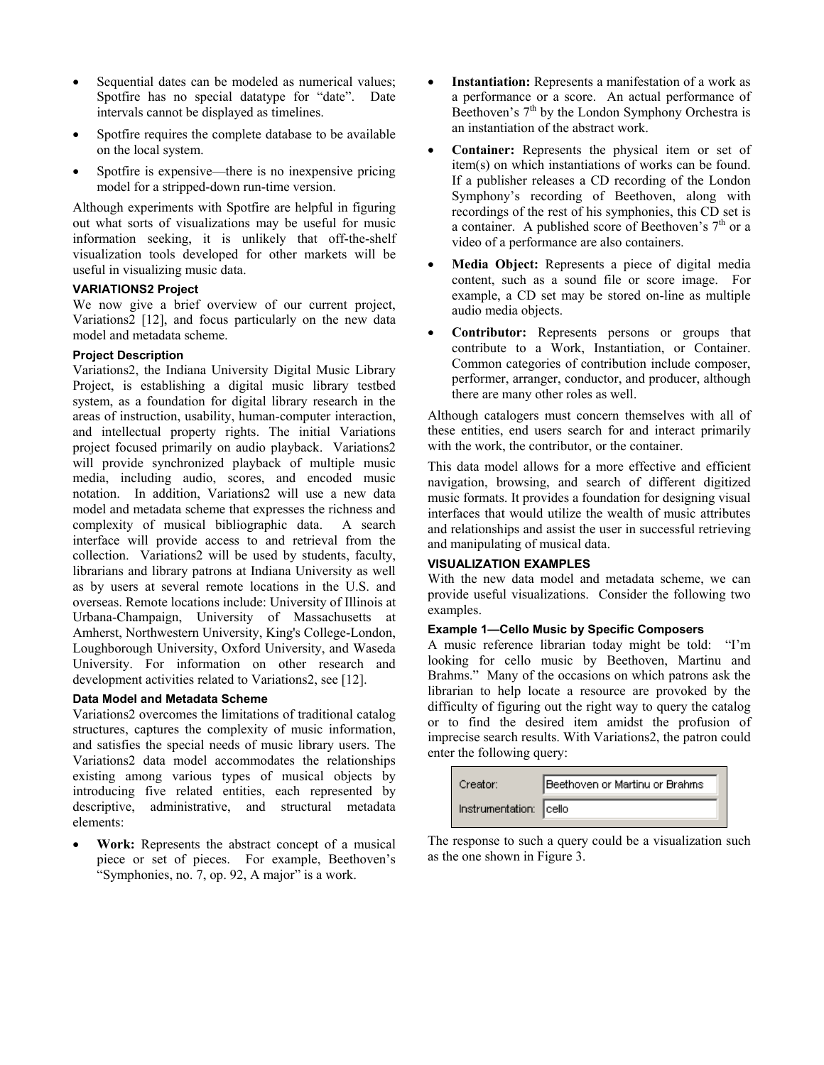- Sequential dates can be modeled as numerical values; Spotfire has no special datatype for "date". Date intervals cannot be displayed as timelines.
- Spotfire requires the complete database to be available on the local system.
- Spotfire is expensive—there is no inexpensive pricing model for a stripped-down run-time version.

Although experiments with Spotfire are helpful in figuring out what sorts of visualizations may be useful for music information seeking, it is unlikely that off-the-shelf visualization tools developed for other markets will be useful in visualizing music data.

## VARIATIONS2 Project

We now give a brief overview of our current project, Variations2 [12], and focus particularly on the new data model and metadata scheme.

### Project Description

Variations2, the Indiana University Digital Music Library Project, is establishing a digital music library testbed system, as a foundation for digital library research in the areas of instruction, usability, human-computer interaction, and intellectual property rights. The initial Variations project focused primarily on audio playback. Variations2 will provide synchronized playback of multiple music media, including audio, scores, and encoded music notation. In addition, Variations2 will use a new data model and metadata scheme that expresses the richness and complexity of musical bibliographic data. A search interface will provide access to and retrieval from the collection. Variations2 will be used by students, faculty, librarians and library patrons at Indiana University as well as by users at several remote locations in the U.S. and overseas. Remote locations include: University of Illinois at Urbana-Champaign, University of Massachusetts at Amherst, Northwestern University, King's College-London, Loughborough University, Oxford University, and Waseda University. For information on other research and development activities related to Variations2, see [12].

### Data Model and Metadata Scheme

Variations2 overcomes the limitations of traditional catalog structures, captures the complexity of music information, and satisfies the special needs of music library users. The Variations2 data model accommodates the relationships existing among various types of musical objects by introducing five related entities, each represented by descriptive, administrative, and structural metadata elements:

- **Work:** Represents the abstract concept of a musical piece or set of pieces. For example, Beethoven's "Symphonies, no. 7, op. 92, A major" is a work.
- **Instantiation:** Represents a manifestation of a work as a performance or a score. An actual performance of Beethoven's 7th by the London Symphony Orchestra is an instantiation of the abstract work.
- **Container:** Represents the physical item or set of item(s) on which instantiations of works can be found. If a publisher releases a CD recording of the London Symphony's recording of Beethoven, along with recordings of the rest of his symphonies, this CD set is a container. A published score of Beethoven's 7th or a video of a performance are also containers.
- **Media Object:** Represents a piece of digital media content, such as a sound file or score image. For example, a CD set may be stored on-line as multiple audio media objects.
- **Contributor:** Represents persons or groups that contribute to a Work, Instantiation, or Container. Common categories of contribution include composer, performer, arranger, conductor, and producer, although there are many other roles as well.

Although catalogers must concern themselves with all of these entities, end users search for and interact primarily with the work, the contributor, or the container.

This data model allows for a more effective and efficient navigation, browsing, and search of different digitized music formats. It provides a foundation for designing visual interfaces that would utilize the wealth of music attributes and relationships and assist the user in successful retrieving and manipulating of musical data.

## VISUALIZATION EXAMPLES

With the new data model and metadata scheme, we can provide useful visualizations. Consider the following two examples.

### Example 1—Cello Music by Specific Composers

A music reference librarian today might be told: "I'm looking for cello music by Beethoven, Martinu and Brahms." Many of the occasions on which patrons ask the librarian to help locate a resource are provoked by the difficulty of figuring out the right way to query the catalog or to find the desired item amidst the profusion of imprecise search results. With Variations2, the patron could enter the following query:

| | |
|---|---|
| Creator: | Beethoven or Martinu or Brahms |
| Instrumentation: | cello |

The response to such a query could be a visualization such as the one shown in Figure 3.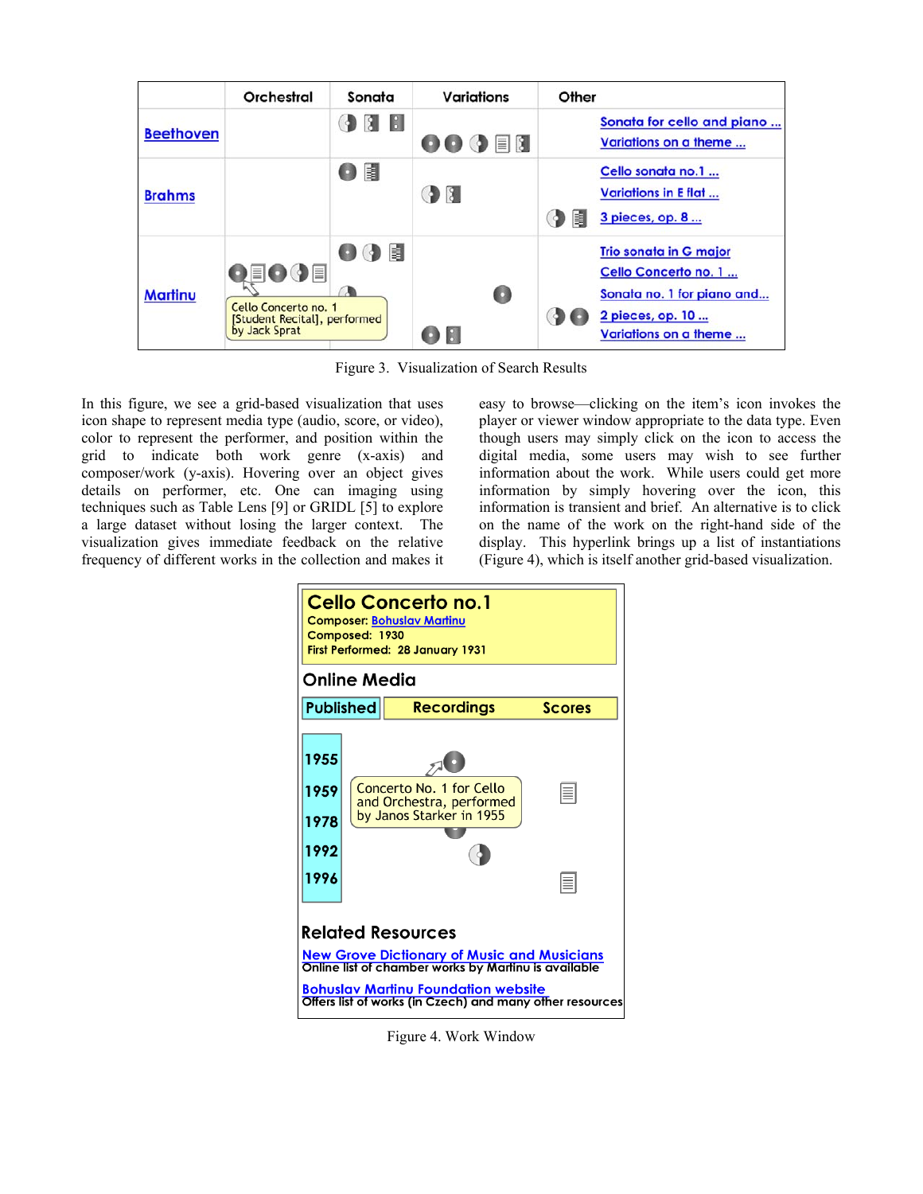Figure 3. Visualization of Search Results

In this figure, we see a grid-based visualization that uses icon shape to represent media type (audio, score, or video), color to represent the performer, and position within the grid to indicate both work genre (x-axis) and composer/work (y-axis). Hovering over an object gives details on performer, etc. One can imaging using techniques such as Table Lens [9] or GRIDL [5] to explore a large dataset without losing the larger context. The visualization gives immediate feedback on the relative frequency of different works in the collection and makes it easy to browse—clicking on the item's icon invokes the player or viewer window appropriate to the data type. Even though users may simply click on the icon to access the digital media, some users may wish to see further information about the work. While users could get more information by simply hovering over the icon, this information is transient and brief. An alternative is to click on the name of the work on the right-hand side of the display. This hyperlink brings up a list of instantiations (Figure 4), which is itself another grid-based visualization.

Figure 4. Work Window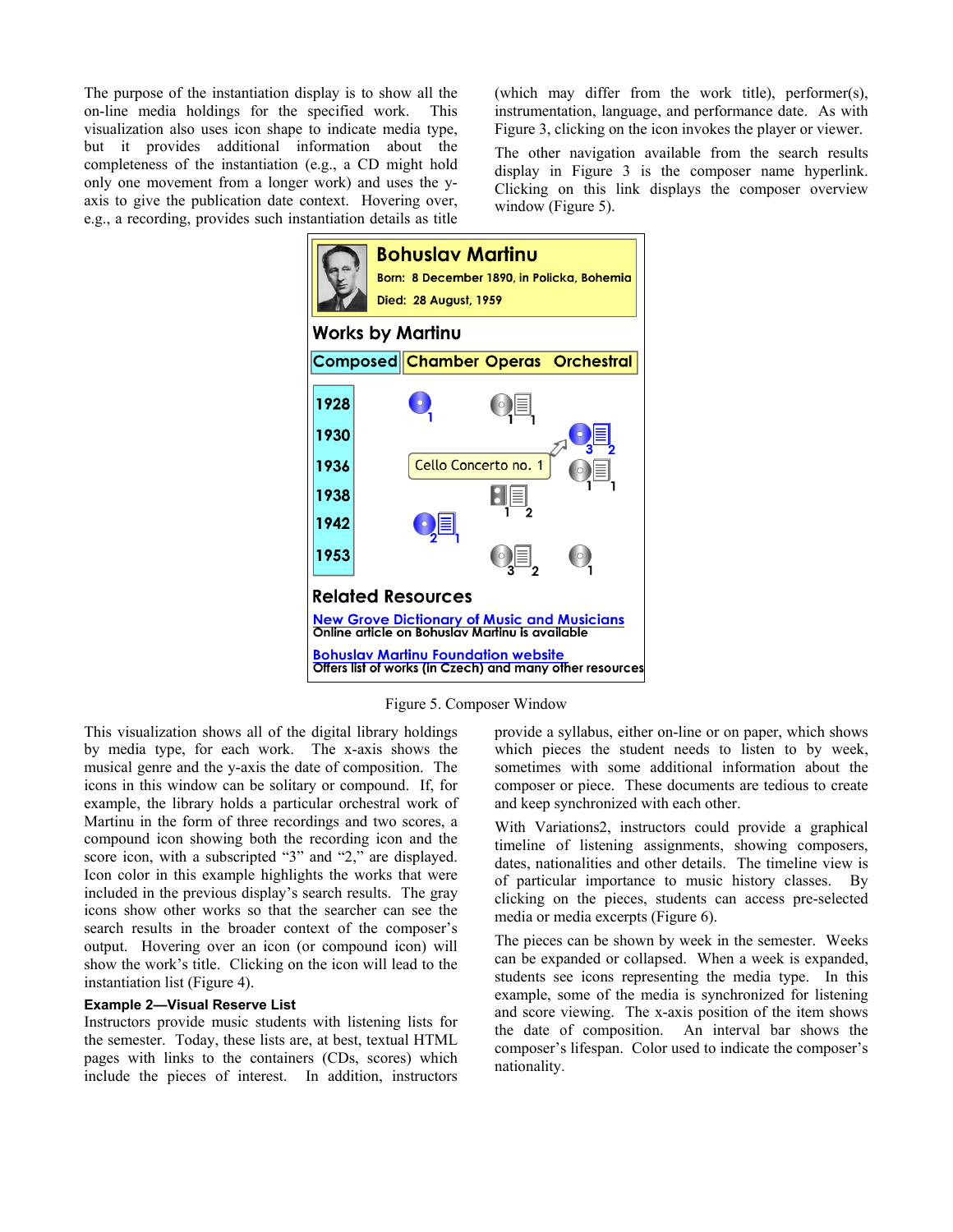The purpose of the instantiation display is to show all the on-line media holdings for the specified work. This visualization also uses icon shape to indicate media type, but it provides additional information about the completeness of the instantiation (e.g., a CD might hold only one movement from a longer work) and uses the y-axis to give the publication date context. Hovering over, e.g., a recording, provides such instantiation details as title (which may differ from the work title), performer(s), instrumentation, language, and performance date. As with Figure 3, clicking on the icon invokes the player or viewer.

The other navigation available from the search results display in Figure 3 is the composer name hyperlink. Clicking on this link displays the composer overview window (Figure 5).

Figure 5. Composer Window

This visualization shows all of the digital library holdings by media type, for each work. The x-axis shows the musical genre and the y-axis the date of composition. The icons in this window can be solitary or compound. If, for example, the library holds a particular orchestral work of Martinu in the form of three recordings and two scores, a compound icon showing both the recording icon and the score icon, with a subscripted "3" and "2," are displayed. Icon color in this example highlights the works that were included in the previous display's search results. The gray icons show other works so that the searcher can see the search results in the broader context of the composer's output. Hovering over an icon (or compound icon) will show the work's title. Clicking on the icon will lead to the instantiation list (Figure 4).

### Example 2—Visual Reserve List

Instructors provide music students with listening lists for the semester. Today, these lists are, at best, textual HTML pages with links to the containers (CDs, scores) which include the pieces of interest. In addition, instructors provide a syllabus, either on-line or on paper, which shows which pieces the student needs to listen to by week, sometimes with some additional information about the composer or piece. These documents are tedious to create and keep synchronized with each other.

With Variations2, instructors could provide a graphical timeline of listening assignments, showing composers, dates, nationalities and other details. The timeline view is of particular importance to music history classes. By clicking on the pieces, students can access pre-selected media or media excerpts (Figure 6).

The pieces can be shown by week in the semester. Weeks can be expanded or collapsed. When a week is expanded, students see icons representing the media type. In this example, some of the media is synchronized for listening and score viewing. The x-axis position of the item shows the date of composition. An interval bar shows the composer's lifespan. Color used to indicate the composer's nationality.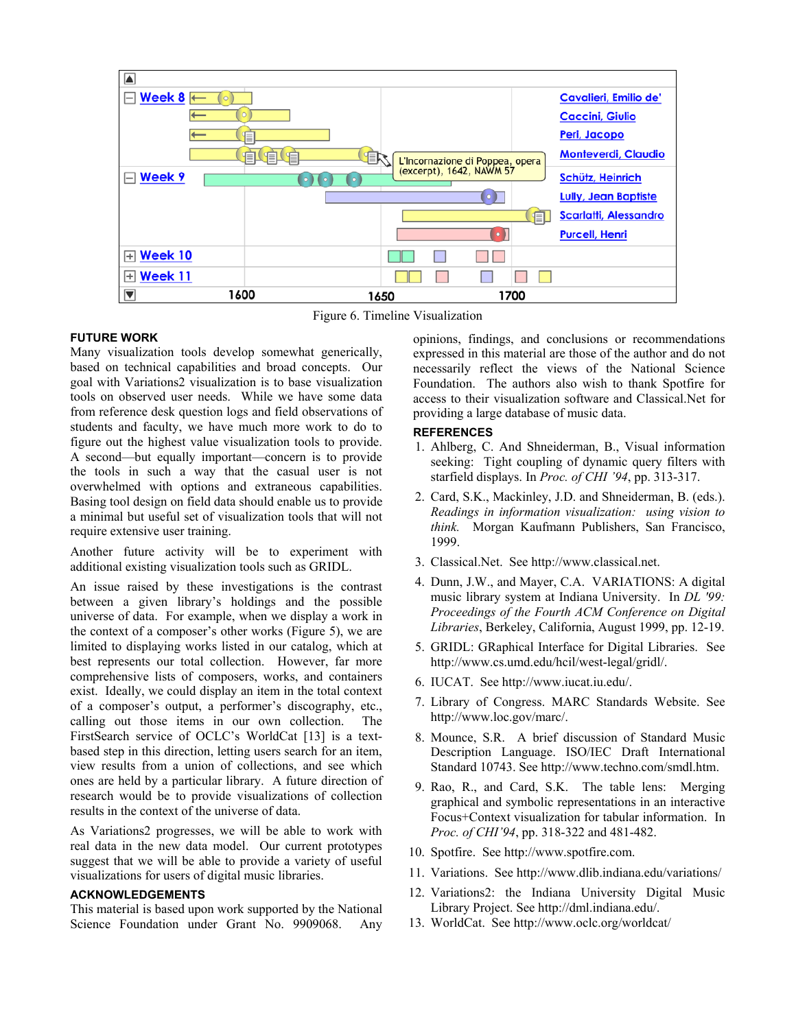Week 8

Week 9

Week 10

Week 11

1600

1650

1700

L'Incornazione di Poppea, opera (excerpt), 1642, NAWM 57

Cavalieri, Emilio de'

Caccini, Giulio

Peri, Jacopo

Monteverdi, Claudio

Schütz, Heinrich

Lully, Jean Baptiste

Scarlatti, Alessandro

Purcell, Henri

Figure 6. Timeline Visualization

## FUTURE WORK

Many visualization tools develop somewhat generically, based on technical capabilities and broad concepts. Our goal with Variations2 visualization is to base visualization tools on observed user needs. While we have some data from reference desk question logs and field observations of students and faculty, we have much more work to do to figure out the highest value visualization tools to provide. A second—but equally important—concern is to provide the tools in such a way that the casual user is not overwhelmed with options and extraneous capabilities. Basing tool design on field data should enable us to provide a minimal but useful set of visualization tools that will not require extensive user training.

Another future activity will be to experiment with additional existing visualization tools such as GRIDL.

An issue raised by these investigations is the contrast between a given library's holdings and the possible universe of data. For example, when we display a work in the context of a composer's other works (Figure 5), we are limited to displaying works listed in our catalog, which at best represents our total collection. However, far more comprehensive lists of composers, works, and containers exist. Ideally, we could display an item in the total context of a composer's output, a performer's discography, etc., calling out those items in our own collection. The FirstSearch service of OCLC's WorldCat [13] is a text-based step in this direction, letting users search for an item, view results from a union of collections, and see which ones are held by a particular library. A future direction of research would be to provide visualizations of collection results in the context of the universe of data.

As Variations2 progresses, we will be able to work with real data in the new data model. Our current prototypes suggest that we will be able to provide a variety of useful visualizations for users of digital music libraries.

## ACKNOWLEDGEMENTS

This material is based upon work supported by the National Science Foundation under Grant No. 9909068. Any opinions, findings, and conclusions or recommendations expressed in this material are those of the author and do not necessarily reflect the views of the National Science Foundation. The authors also wish to thank Spotfire for access to their visualization software and Classical.Net for providing a large database of music data.

## REFERENCES

1. Ahlberg, C. And Shneiderman, B., Visual information seeking: Tight coupling of dynamic query filters with starfield displays. In *Proc. of CHI '94*, pp. 313-317.
2. Card, S.K., Mackinley, J.D. and Shneiderman, B. (eds.). *Readings in information visualization: using vision to think.* Morgan Kaufmann Publishers, San Francisco, 1999.
3. Classical.Net. See http://www.classical.net.
4. Dunn, J.W., and Mayer, C.A. VARIATIONS: A digital music library system at Indiana University. In *DL '99: Proceedings of the Fourth ACM Conference on Digital Libraries*, Berkeley, California, August 1999, pp. 12-19.
5. GRIDL: GRaphical Interface for Digital Libraries. See http://www.cs.umd.edu/hcil/west-legal/gridl/.
6. IUCAT. See http://www.iucat.iu.edu/.
7. Library of Congress. MARC Standards Website. See http://www.loc.gov/marc/.
8. Mounce, S.R. A brief discussion of Standard Music Description Language. ISO/IEC Draft International Standard 10743. See http://www.techno.com/smdl.htm.
9. Rao, R., and Card, S.K. The table lens: Merging graphical and symbolic representations in an interactive Focus+Context visualization for tabular information. In *Proc. of CHI'94*, pp. 318-322 and 481-482.
10. Spotfire. See http://www.spotfire.com.
11. Variations. See http://www.dlib.indiana.edu/variations/
12. Variations2: the Indiana University Digital Music Library Project. See http://dml.indiana.edu/.
13. WorldCat. See http://www.oclc.org/worldcat/